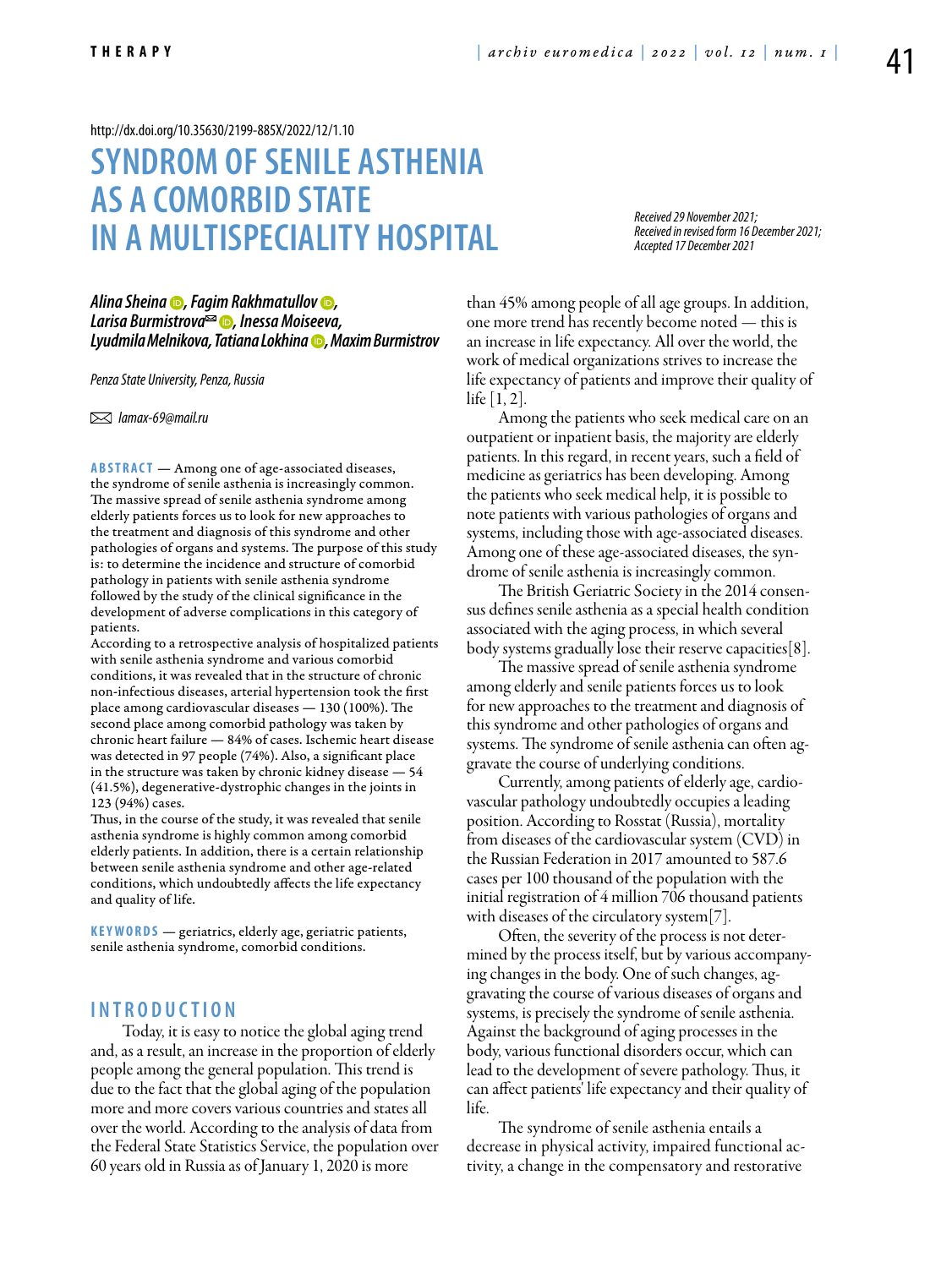http://dx.doi.org/10.35630/2199-885X/2022/12/1.10

# SYNDROM OF SENILE ASTHENIA AS A COMORBID STATE IN A MULTISPECIALITY HOSPITAL

*Received 29 November 2021;*
*Received in revised form 16 December 2021;*
*Accepted 17 December 2021*

***Alina Sheina, Fagim Rakhmatullov, Larisa Burmistrova✉, Inessa Moiseeva, Lyudmila Melnikova, Tatiana Lokhina, Maxim Burmistrov***

*Penza State University, Penza, Russia*

✉ *lamax-69@mail.ru*

**ABSTRACT** — Among one of age-associated diseases, the syndrome of senile asthenia is increasingly common. The massive spread of senile asthenia syndrome among elderly patients forces us to look for new approaches to the treatment and diagnosis of this syndrome and other pathologies of organs and systems. The purpose of this study is: to determine the incidence and structure of comorbid pathology in patients with senile asthenia syndrome followed by the study of the clinical significance in the development of adverse complications in this category of patients.

According to a retrospective analysis of hospitalized patients with senile asthenia syndrome and various comorbid conditions, it was revealed that in the structure of chronic non-infectious diseases, arterial hypertension took the first place among cardiovascular diseases — 130 (100%). The second place among comorbid pathology was taken by chronic heart failure — 84% of cases. Ischemic heart disease was detected in 97 people (74%). Also, a significant place in the structure was taken by chronic kidney disease — 54 (41.5%), degenerative-dystrophic changes in the joints in 123 (94%) cases.

Thus, in the course of the study, it was revealed that senile asthenia syndrome is highly common among comorbid elderly patients. In addition, there is a certain relationship between senile asthenia syndrome and other age-related conditions, which undoubtedly affects the life expectancy and quality of life.

**KEYWORDS** — geriatrics, elderly age, geriatric patients, senile asthenia syndrome, comorbid conditions.

## INTRODUCTION

Today, it is easy to notice the global aging trend and, as a result, an increase in the proportion of elderly people among the general population. This trend is due to the fact that the global aging of the population more and more covers various countries and states all over the world. According to the analysis of data from the Federal State Statistics Service, the population over 60 years old in Russia as of January 1, 2020 is more than 45% among people of all age groups. In addition, one more trend has recently become noted — this is an increase in life expectancy. All over the world, the work of medical organizations strives to increase the life expectancy of patients and improve their quality of life [1, 2].

Among the patients who seek medical care on an outpatient or inpatient basis, the majority are elderly patients. In this regard, in recent years, such a field of medicine as geriatrics has been developing. Among the patients who seek medical help, it is possible to note patients with various pathologies of organs and systems, including those with age-associated diseases. Among one of these age-associated diseases, the syndrome of senile asthenia is increasingly common.

The British Geriatric Society in the 2014 consensus defines senile asthenia as a special health condition associated with the aging process, in which several body systems gradually lose their reserve capacities[8].

The massive spread of senile asthenia syndrome among elderly and senile patients forces us to look for new approaches to the treatment and diagnosis of this syndrome and other pathologies of organs and systems. The syndrome of senile asthenia can often aggravate the course of underlying conditions.

Currently, among patients of elderly age, cardiovascular pathology undoubtedly occupies a leading position. According to Rosstat (Russia), mortality from diseases of the cardiovascular system (CVD) in the Russian Federation in 2017 amounted to 587.6 cases per 100 thousand of the population with the initial registration of 4 million 706 thousand patients with diseases of the circulatory system[7].

Often, the severity of the process is not determined by the process itself, but by various accompanying changes in the body. One of such changes, aggravating the course of various diseases of organs and systems, is precisely the syndrome of senile asthenia. Against the background of aging processes in the body, various functional disorders occur, which can lead to the development of severe pathology. Thus, it can affect patients' life expectancy and their quality of life.

The syndrome of senile asthenia entails a decrease in physical activity, impaired functional activity, a change in the compensatory and restorative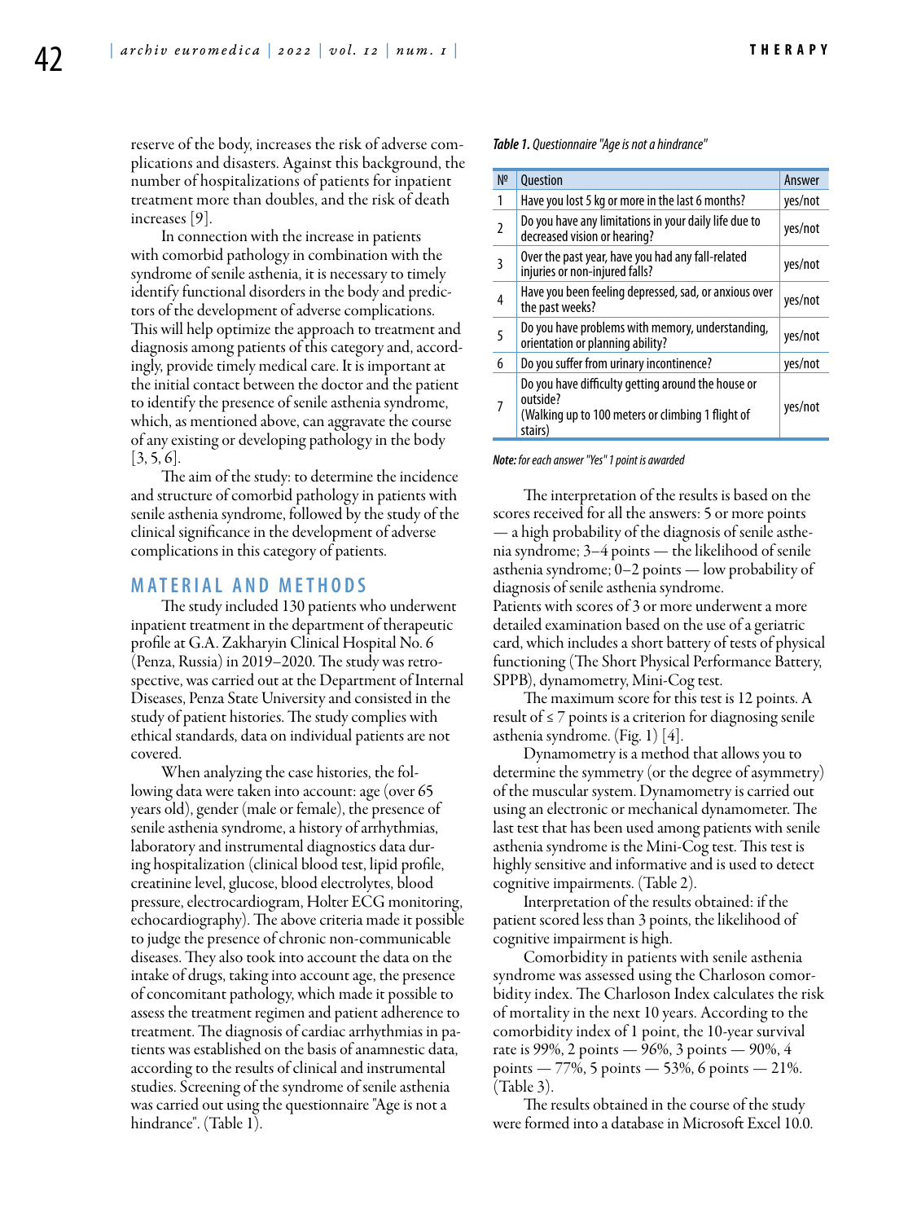reserve of the body, increases the risk of adverse complications and disasters. Against this background, the number of hospitalizations of patients for inpatient treatment more than doubles, and the risk of death increases [9].

In connection with the increase in patients with comorbid pathology in combination with the syndrome of senile asthenia, it is necessary to timely identify functional disorders in the body and predictors of the development of adverse complications. This will help optimize the approach to treatment and diagnosis among patients of this category and, accordingly, provide timely medical care. It is important at the initial contact between the doctor and the patient to identify the presence of senile asthenia syndrome, which, as mentioned above, can aggravate the course of any existing or developing pathology in the body [3, 5, 6].

The aim of the study: to determine the incidence and structure of comorbid pathology in patients with senile asthenia syndrome, followed by the study of the clinical significance in the development of adverse complications in this category of patients.

## MATERIAL AND METHODS

The study included 130 patients who underwent inpatient treatment in the department of therapeutic profile at G.A. Zakharyin Clinical Hospital No. 6 (Penza, Russia) in 2019–2020. The study was retrospective, was carried out at the Department of Internal Diseases, Penza State University and consisted in the study of patient histories. The study complies with ethical standards, data on individual patients are not covered.

When analyzing the case histories, the following data were taken into account: age (over 65 years old), gender (male or female), the presence of senile asthenia syndrome, a history of arrhythmias, laboratory and instrumental diagnostics data during hospitalization (clinical blood test, lipid profile, creatinine level, glucose, blood electrolytes, blood pressure, electrocardiogram, Holter ECG monitoring, echocardiography). The above criteria made it possible to judge the presence of chronic non-communicable diseases. They also took into account the data on the intake of drugs, taking into account age, the presence of concomitant pathology, which made it possible to assess the treatment regimen and patient adherence to treatment. The diagnosis of cardiac arrhythmias in patients was established on the basis of anamnestic data, according to the results of clinical and instrumental studies. Screening of the syndrome of senile asthenia was carried out using the questionnaire "Age is not a hindrance". (Table 1).

***Table 1.*** *Questionnaire "Age is not a hindrance"*

| № | Question | Answer |
|---|---|---|
| 1 | Have you lost 5 kg or more in the last 6 months? | yes/not |
| 2 | Do you have any limitations in your daily life due to decreased vision or hearing? | yes/not |
| 3 | Over the past year, have you had any fall-related injuries or non-injured falls? | yes/not |
| 4 | Have you been feeling depressed, sad, or anxious over the past weeks? | yes/not |
| 5 | Do you have problems with memory, understanding, orientation or planning ability? | yes/not |
| 6 | Do you suffer from urinary incontinence? | yes/not |
| 7 | Do you have difficulty getting around the house or outside? (Walking up to 100 meters or climbing 1 flight of stairs) | yes/not |

***Note:*** *for each answer "Yes" 1 point is awarded*

The interpretation of the results is based on the scores received for all the answers: 5 or more points — a high probability of the diagnosis of senile asthenia syndrome; 3–4 points — the likelihood of senile asthenia syndrome; 0–2 points — low probability of diagnosis of senile asthenia syndrome.

Patients with scores of 3 or more underwent a more detailed examination based on the use of a geriatric card, which includes a short battery of tests of physical functioning (The Short Physical Performance Battery, SPPB), dynamometry, Mini-Cog test.

The maximum score for this test is 12 points. A result of ≤ 7 points is a criterion for diagnosing senile asthenia syndrome. (Fig. 1) [4].

Dynamometry is a method that allows you to determine the symmetry (or the degree of asymmetry) of the muscular system. Dynamometry is carried out using an electronic or mechanical dynamometer. The last test that has been used among patients with senile asthenia syndrome is the Mini-Cog test. This test is highly sensitive and informative and is used to detect cognitive impairments. (Table 2).

Interpretation of the results obtained: if the patient scored less than 3 points, the likelihood of cognitive impairment is high.

Comorbidity in patients with senile asthenia syndrome was assessed using the Charloson comorbidity index. The Charloson Index calculates the risk of mortality in the next 10 years. According to the comorbidity index of 1 point, the 10-year survival rate is 99%, 2 points — 96%, 3 points — 90%, 4 points — 77%, 5 points — 53%, 6 points — 21%. (Table 3).

The results obtained in the course of the study were formed into a database in Microsoft Excel 10.0.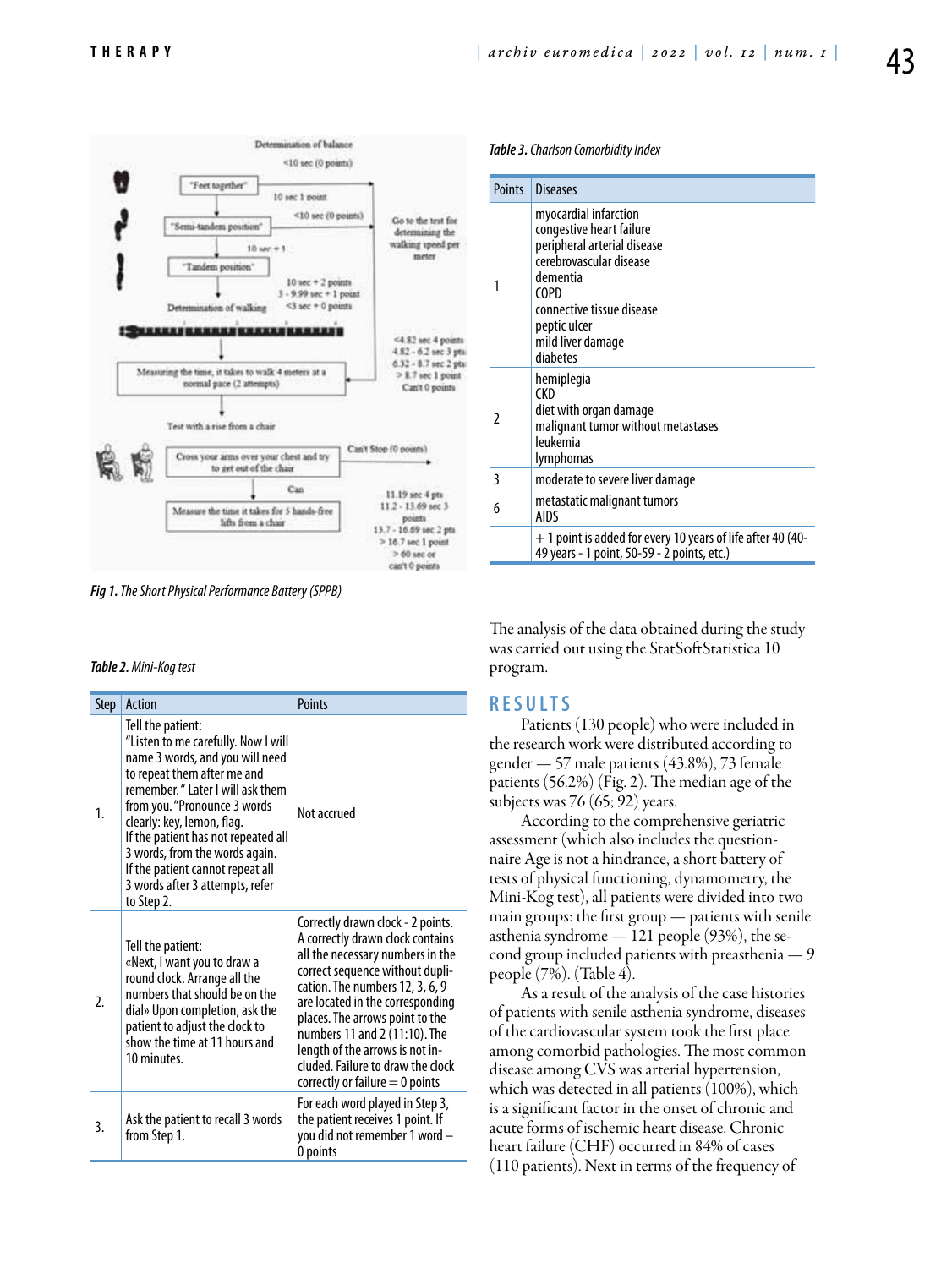*Fig 1. The Short Physical Performance Battery (SPPB)*

*Table 2. Mini-Kog test*

| Step | Action | Points |
|---|---|---|
| 1. | Tell the patient: "Listen to me carefully. Now I will name 3 words, and you will need to repeat them after me and remember." Later I will ask them from you. "Pronounce 3 words clearly: key, lemon, flag. If the patient has not repeated all 3 words, from the words again. If the patient cannot repeat all 3 words after 3 attempts, refer to Step 2. | Not accrued |
| 2. | Tell the patient: «Next, I want you to draw a round clock. Arrange all the numbers that should be on the dial» Upon completion, ask the patient to adjust the clock to show the time at 11 hours and 10 minutes. | Correctly drawn clock - 2 points. A correctly drawn clock contains all the necessary numbers in the correct sequence without duplication. The numbers 12, 3, 6, 9 are located in the corresponding places. The arrows point to the numbers 11 and 2 (11:10). The length of the arrows is not included. Failure to draw the clock correctly or failure = 0 points |
| 3. | Ask the patient to recall 3 words from Step 1. | For each word played in Step 3, the patient receives 1 point. If you did not remember 1 word – 0 points |

*Table 3. Charlson Comorbidity Index*

| Points | Diseases |
|---|---|
| 1 | myocardial infarction<br>congestive heart failure<br>peripheral arterial disease<br>cerebrovascular disease<br>dementia<br>COPD<br>connective tissue disease<br>peptic ulcer<br>mild liver damage<br>diabetes |
| 2 | hemiplegia<br>CKD<br>diet with organ damage<br>malignant tumor without metastases<br>leukemia<br>lymphomas |
| 3 | moderate to severe liver damage |
| 6 | metastatic malignant tumors<br>AIDS |
| | + 1 point is added for every 10 years of life after 40 (40-49 years - 1 point, 50-59 - 2 points, etc.) |

The analysis of the data obtained during the study was carried out using the StatSoftStatistica 10 program.

## RESULTS

Patients (130 people) who were included in the research work were distributed according to gender — 57 male patients (43.8%), 73 female patients (56.2%) (Fig. 2). The median age of the subjects was 76 (65; 92) years.

According to the comprehensive geriatric assessment (which also includes the questionnaire Age is not a hindrance, a short battery of tests of physical functioning, dynamometry, the Mini-Kog test), all patients were divided into two main groups: the first group — patients with senile asthenia syndrome — 121 people (93%), the second group included patients with preasthenia — 9 people (7%). (Table 4).

As a result of the analysis of the case histories of patients with senile asthenia syndrome, diseases of the cardiovascular system took the first place among comorbid pathologies. The most common disease among CVS was arterial hypertension, which was detected in all patients (100%), which is a significant factor in the onset of chronic and acute forms of ischemic heart disease. Chronic heart failure (CHF) occurred in 84% of cases (110 patients). Next in terms of the frequency of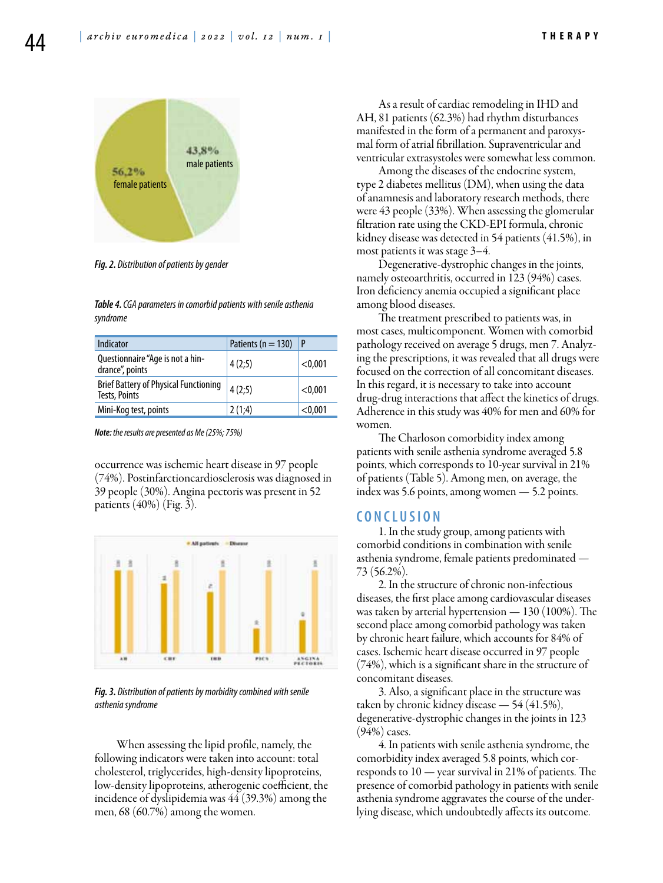Fig. 2. *Distribution of patients by gender*

**Table 4.** *CGA parameters in comorbid patients with senile asthenia syndrome*

| Indicator | Patients (n = 130) | P |
|---|---|---|
| Questionnaire "Age is not a hindrance", points | 4 (2;5) | <0,001 |
| Brief Battery of Physical Functioning Tests, Points | 4 (2;5) | <0,001 |
| Mini-Kog test, points | 2 (1;4) | <0,001 |

***Note:*** *the results are presented as Me (25%; 75%)*

occurrence was ischemic heart disease in 97 people (74%). Postinfarctioncardiosclerosis was diagnosed in 39 people (30%). Angina pectoris was present in 52 patients (40%) (Fig. 3).

Fig. 3. *Distribution of patients by morbidity combined with senile asthenia syndrome*

When assessing the lipid profile, namely, the following indicators were taken into account: total cholesterol, triglycerides, high-density lipoproteins, low-density lipoproteins, atherogenic coefficient, the incidence of dyslipidemia was 44 (39.3%) among the men, 68 (60.7%) among the women.

As a result of cardiac remodeling in IHD and AH, 81 patients (62.3%) had rhythm disturbances manifested in the form of a permanent and paroxysmal form of atrial fibrillation. Supraventricular and ventricular extrasystoles were somewhat less common.

Among the diseases of the endocrine system, type 2 diabetes mellitus (DM), when using the data of anamnesis and laboratory research methods, there were 43 people (33%). When assessing the glomerular filtration rate using the CKD-EPI formula, chronic kidney disease was detected in 54 patients (41.5%), in most patients it was stage 3–4.

Degenerative-dystrophic changes in the joints, namely osteoarthritis, occurred in 123 (94%) cases. Iron deficiency anemia occupied a significant place among blood diseases.

The treatment prescribed to patients was, in most cases, multicomponent. Women with comorbid pathology received on average 5 drugs, men 7. Analyzing the prescriptions, it was revealed that all drugs were focused on the correction of all concomitant diseases. In this regard, it is necessary to take into account drug-drug interactions that affect the kinetics of drugs. Adherence in this study was 40% for men and 60% for women.

The Charloson comorbidity index among patients with senile asthenia syndrome averaged 5.8 points, which corresponds to 10-year survival in 21% of patients (Table 5). Among men, on average, the index was 5.6 points, among women — 5.2 points.

## CONCLUSION

1. In the study group, among patients with comorbid conditions in combination with senile asthenia syndrome, female patients predominated — 73 (56.2%).

2. In the structure of chronic non-infectious diseases, the first place among cardiovascular diseases was taken by arterial hypertension — 130 (100%). The second place among comorbid pathology was taken by chronic heart failure, which accounts for 84% of cases. Ischemic heart disease occurred in 97 people (74%), which is a significant share in the structure of concomitant diseases.

3. Also, a significant place in the structure was taken by chronic kidney disease — 54 (41.5%), degenerative-dystrophic changes in the joints in 123 (94%) cases.

4. In patients with senile asthenia syndrome, the comorbidity index averaged 5.8 points, which corresponds to 10 — year survival in 21% of patients. The presence of comorbid pathology in patients with senile asthenia syndrome aggravates the course of the underlying disease, which undoubtedly affects its outcome.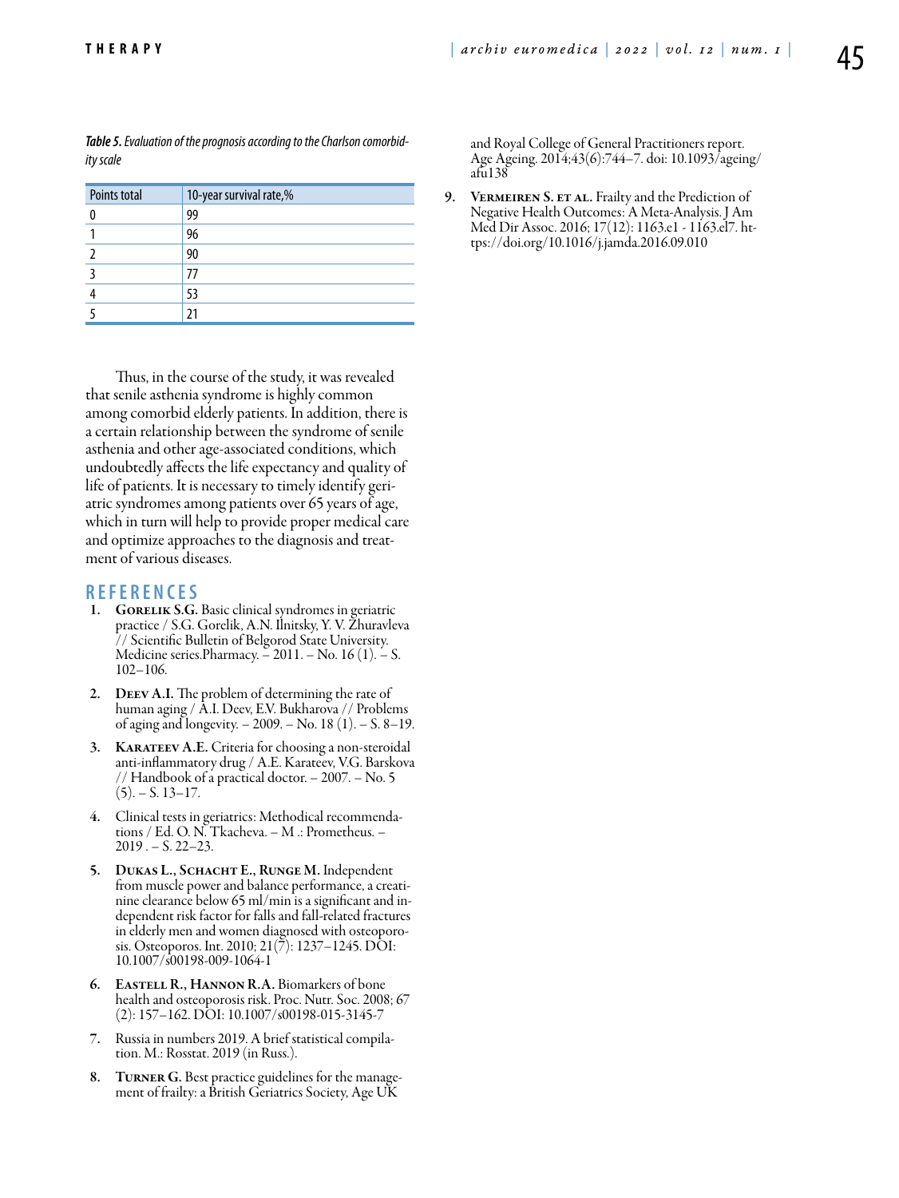*Table 5. Evaluation of the prognosis according to the Charlson comorbidity scale*

| Points total | 10-year survival rate,% |
|---|---|
| 0 | 99 |
| 1 | 96 |
| 2 | 90 |
| 3 | 77 |
| 4 | 53 |
| 5 | 21 |

Thus, in the course of the study, it was revealed that senile asthenia syndrome is highly common among comorbid elderly patients. In addition, there is a certain relationship between the syndrome of senile asthenia and other age-associated conditions, which undoubtedly affects the life expectancy and quality of life of patients. It is necessary to timely identify geriatric syndromes among patients over 65 years of age, which in turn will help to provide proper medical care and optimize approaches to the diagnosis and treatment of various diseases.

## REFERENCES

1. **Gorelik S.G.** Basic clinical syndromes in geriatric practice / S.G. Gorelik, A.N. Ilnitsky, Y. V. Zhuravleva // Scientific Bulletin of Belgorod State University. Medicine series.Pharmacy. – 2011. – No. 16 (1). – S. 102–106.
2. **Deev A.I.** The problem of determining the rate of human aging / A.I. Deev, E.V. Bukharova // Problems of aging and longevity. – 2009. – No. 18 (1). – S. 8–19.
3. **Karateev A.E.** Criteria for choosing a non-steroidal anti-inflammatory drug / A.E. Karateev, V.G. Barskova // Handbook of a practical doctor. – 2007. – No. 5 (5). – S. 13–17.
4. Clinical tests in geriatrics: Methodical recommendations / Ed. O. N. Tkacheva. – M .: Prometheus. – 2019 . – S. 22–23.
5. **Dukas L., Schacht E., Runge M.** Independent from muscle power and balance performance, a creatinine clearance below 65 ml/min is a significant and independent risk factor for falls and fall-related fractures in elderly men and women diagnosed with osteoporosis. Osteoporos. Int. 2010; 21(7): 1237–1245. DOI: 10.1007/s00198-009-1064-1
6. **Eastell R., Hannon R.A.** Biomarkers of bone health and osteoporosis risk. Proc. Nutr. Soc. 2008; 67 (2): 157–162. DOI: 10.1007/s00198-015-3145-7
7. Russia in numbers 2019. A brief statistical compilation. M.: Rosstat. 2019 (in Russ.).
8. **Turner G.** Best practice guidelines for the management of frailty: a British Geriatrics Society, Age UK and Royal College of General Practitioners report. Age Ageing. 2014;43(6):744–7. doi: 10.1093/ageing/afu138
9. **Vermeiren S. et al.** Frailty and the Prediction of Negative Health Outcomes: A Meta-Analysis. J Am Med Dir Assoc. 2016; 17(12): 1163.e1 - 1163.el7. https://doi.org/10.1016/j.jamda.2016.09.010